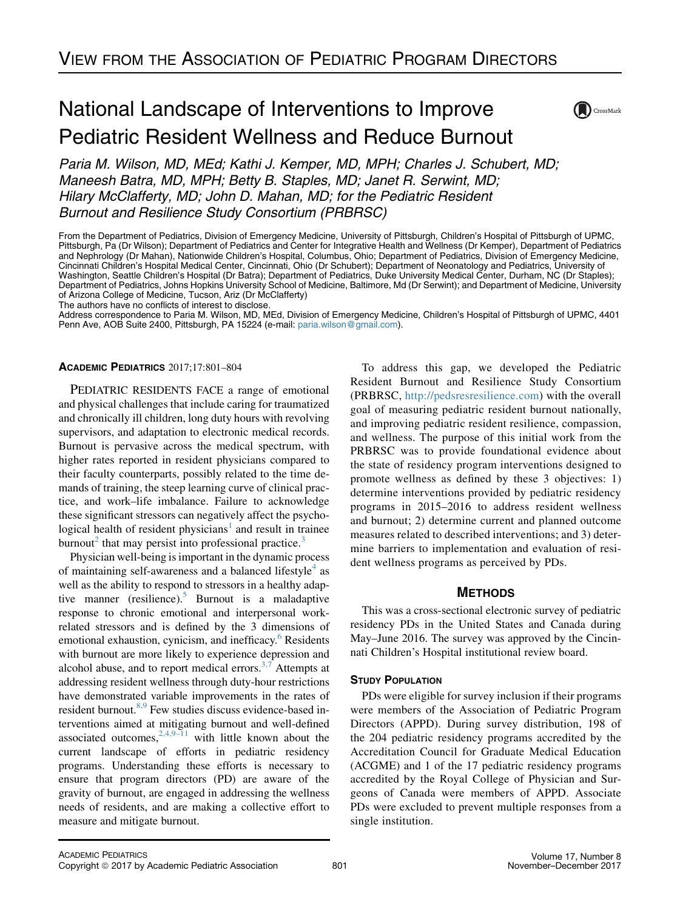VIEW FROM THE ASSOCIATION OF PEDIATRIC PROGRAM DIRECTORS

# National Landscape of Interventions to Improve Pediatric Resident Wellness and Reduce Burnout

*Paria M. Wilson, MD, MEd; Kathi J. Kemper, MD, MPH; Charles J. Schubert, MD; Maneesh Batra, MD, MPH; Betty B. Staples, MD; Janet R. Serwint, MD; Hilary McClafferty, MD; John D. Mahan, MD; for the Pediatric Resident Burnout and Resilience Study Consortium (PRBRSC)*

From the Department of Pediatrics, Division of Emergency Medicine, University of Pittsburgh, Children's Hospital of Pittsburgh of UPMC, Pittsburgh, Pa (Dr Wilson); Department of Pediatrics and Center for Integrative Health and Wellness (Dr Kemper), Department of Pediatrics and Nephrology (Dr Mahan), Nationwide Children's Hospital, Columbus, Ohio; Department of Pediatrics, Division of Emergency Medicine, Cincinnati Children's Hospital Medical Center, Cincinnati, Ohio (Dr Schubert); Department of Neonatology and Pediatrics, University of Washington, Seattle Children's Hospital (Dr Batra); Department of Pediatrics, Duke University Medical Center, Durham, NC (Dr Staples); Department of Pediatrics, Johns Hopkins University School of Medicine, Baltimore, Md (Dr Serwint); and Department of Medicine, University of Arizona College of Medicine, Tucson, Ariz (Dr McClafferty)

The authors have no conflicts of interest to disclose.

Address correspondence to Paria M. Wilson, MD, MEd, Division of Emergency Medicine, Children's Hospital of Pittsburgh of UPMC, 4401 Penn Ave, AOB Suite 2400, Pittsburgh, PA 15224 (e-mail: paria.wilson@gmail.com).

**ACADEMIC PEDIATRICS** 2017;17:801–804

PEDIATRIC RESIDENTS FACE a range of emotional and physical challenges that include caring for traumatized and chronically ill children, long duty hours with revolving supervisors, and adaptation to electronic medical records. Burnout is pervasive across the medical spectrum, with higher rates reported in resident physicians compared to their faculty counterparts, possibly related to the time demands of training, the steep learning curve of clinical practice, and work–life imbalance. Failure to acknowledge these significant stressors can negatively affect the psychological health of resident physicians[1] and result in trainee burnout[2] that may persist into professional practice.[3]

Physician well-being is important in the dynamic process of maintaining self-awareness and a balanced lifestyle[4] as well as the ability to respond to stressors in a healthy adaptive manner (resilience).[5] Burnout is a maladaptive response to chronic emotional and interpersonal work-related stressors and is defined by the 3 dimensions of emotional exhaustion, cynicism, and inefficacy.[6] Residents with burnout are more likely to experience depression and alcohol abuse, and to report medical errors.[3,7] Attempts at addressing resident wellness through duty-hour restrictions have demonstrated variable improvements in the rates of resident burnout.[8,9] Few studies discuss evidence-based interventions aimed at mitigating burnout and well-defined associated outcomes,[2,4,9–11] with little known about the current landscape of efforts in pediatric residency programs. Understanding these efforts is necessary to ensure that program directors (PD) are aware of the gravity of burnout, are engaged in addressing the wellness needs of residents, and are making a collective effort to measure and mitigate burnout.

To address this gap, we developed the Pediatric Resident Burnout and Resilience Study Consortium (PRBRSC, http://pedsresresilience.com) with the overall goal of measuring pediatric resident burnout nationally, and improving pediatric resident resilience, compassion, and wellness. The purpose of this initial work from the PRBRSC was to provide foundational evidence about the state of residency program interventions designed to promote wellness as defined by these 3 objectives: 1) determine interventions provided by pediatric residency programs in 2015–2016 to address resident wellness and burnout; 2) determine current and planned outcome measures related to described interventions; and 3) determine barriers to implementation and evaluation of resident wellness programs as perceived by PDs.

## METHODS

This was a cross-sectional electronic survey of pediatric residency PDs in the United States and Canada during May–June 2016. The survey was approved by the Cincinnati Children's Hospital institutional review board.

### STUDY POPULATION

PDs were eligible for survey inclusion if their programs were members of the Association of Pediatric Program Directors (APPD). During survey distribution, 198 of the 204 pediatric residency programs accredited by the Accreditation Council for Graduate Medical Education (ACGME) and 1 of the 17 pediatric residency programs accredited by the Royal College of Physician and Surgeons of Canada were members of APPD. Associate PDs were excluded to prevent multiple responses from a single institution.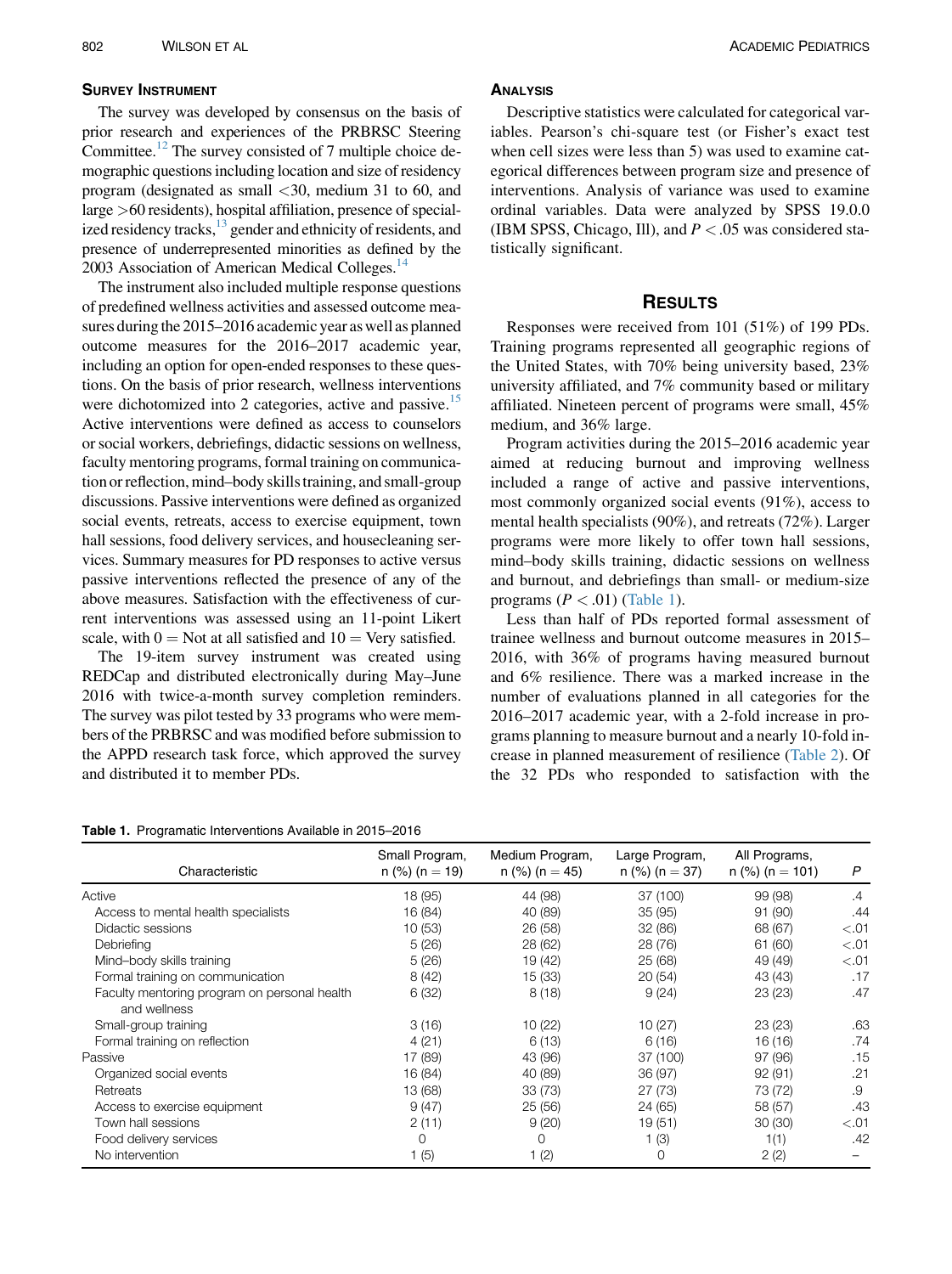### Survey Instrument

The survey was developed by consensus on the basis of prior research and experiences of the PRBRSC Steering Committee.[12] The survey consisted of 7 multiple choice demographic questions including location and size of residency program (designated as small <30, medium 31 to 60, and large >60 residents), hospital affiliation, presence of specialized residency tracks,[13] gender and ethnicity of residents, and presence of underrepresented minorities as defined by the 2003 Association of American Medical Colleges.[14]

The instrument also included multiple response questions of predefined wellness activities and assessed outcome measures during the 2015–2016 academic year as well as planned outcome measures for the 2016–2017 academic year, including an option for open-ended responses to these questions. On the basis of prior research, wellness interventions were dichotomized into 2 categories, active and passive.[15] Active interventions were defined as access to counselors or social workers, debriefings, didactic sessions on wellness, faculty mentoring programs, formal training on communication or reflection, mind–body skills training, and small-group discussions. Passive interventions were defined as organized social events, retreats, access to exercise equipment, town hall sessions, food delivery services, and housecleaning services. Summary measures for PD responses to active versus passive interventions reflected the presence of any of the above measures. Satisfaction with the effectiveness of current interventions was assessed using an 11-point Likert scale, with 0 = Not at all satisfied and 10 = Very satisfied.

The 19-item survey instrument was created using REDCap and distributed electronically during May–June 2016 with twice-a-month survey completion reminders. The survey was pilot tested by 33 programs who were members of the PRBRSC and was modified before submission to the APPD research task force, which approved the survey and distributed it to member PDs.

### Analysis

Descriptive statistics were calculated for categorical variables. Pearson's chi-square test (or Fisher's exact test when cell sizes were less than 5) was used to examine categorical differences between program size and presence of interventions. Analysis of variance was used to examine ordinal variables. Data were analyzed by SPSS 19.0.0 (IBM SPSS, Chicago, Ill), and $P < .05$ was considered statistically significant.

## Results

Responses were received from 101 (51%) of 199 PDs. Training programs represented all geographic regions of the United States, with 70% being university based, 23% university affiliated, and 7% community based or military affiliated. Nineteen percent of programs were small, 45% medium, and 36% large.

Program activities during the 2015–2016 academic year aimed at reducing burnout and improving wellness included a range of active and passive interventions, most commonly organized social events (91%), access to mental health specialists (90%), and retreats (72%). Larger programs were more likely to offer town hall sessions, mind–body skills training, didactic sessions on wellness and burnout, and debriefings than small- or medium-size programs ($P < .01$) (Table 1).

Less than half of PDs reported formal assessment of trainee wellness and burnout outcome measures in 2015–2016, with 36% of programs having measured burnout and 6% resilience. There was a marked increase in the number of evaluations planned in all categories for the 2016–2017 academic year, with a 2-fold increase in programs planning to measure burnout and a nearly 10-fold increase in planned measurement of resilience (Table 2). Of the 32 PDs who responded to satisfaction with the

**Table 1.** Programmatic Interventions Available in 2015–2016

| Characteristic | Small Program, n (%) (n = 19) | Medium Program, n (%) (n = 45) | Large Program, n (%) (n = 37) | All Programs, n (%) (n = 101) | P |
|---|---|---|---|---|---|
| Active | 18 (95) | 44 (98) | 37 (100) | 99 (98) | .4 |
| Access to mental health specialists | 16 (84) | 40 (89) | 35 (95) | 91 (90) | .44 |
| Didactic sessions | 10 (53) | 26 (58) | 32 (86) | 68 (67) | <.01 |
| Debriefing | 5 (26) | 28 (62) | 28 (76) | 61 (60) | <.01 |
| Mind–body skills training | 5 (26) | 19 (42) | 25 (68) | 49 (49) | <.01 |
| Formal training on communication | 8 (42) | 15 (33) | 20 (54) | 43 (43) | .17 |
| Faculty mentoring program on personal health and wellness | 6 (32) | 8 (18) | 9 (24) | 23 (23) | .47 |
| Small-group training | 3 (16) | 10 (22) | 10 (27) | 23 (23) | .63 |
| Formal training on reflection | 4 (21) | 6 (13) | 6 (16) | 16 (16) | .74 |
| Passive | 17 (89) | 43 (96) | 37 (100) | 97 (96) | .15 |
| Organized social events | 16 (84) | 40 (89) | 36 (97) | 92 (91) | .21 |
| Retreats | 13 (68) | 33 (73) | 27 (73) | 73 (72) | .9 |
| Access to exercise equipment | 9 (47) | 25 (56) | 24 (65) | 58 (57) | .43 |
| Town hall sessions | 2 (11) | 9 (20) | 19 (51) | 30 (30) | <.01 |
| Food delivery services | 0 | 0 | 1 (3) | 1(1) | .42 |
| No intervention | 1 (5) | 1 (2) | 0 | 2 (2) | – |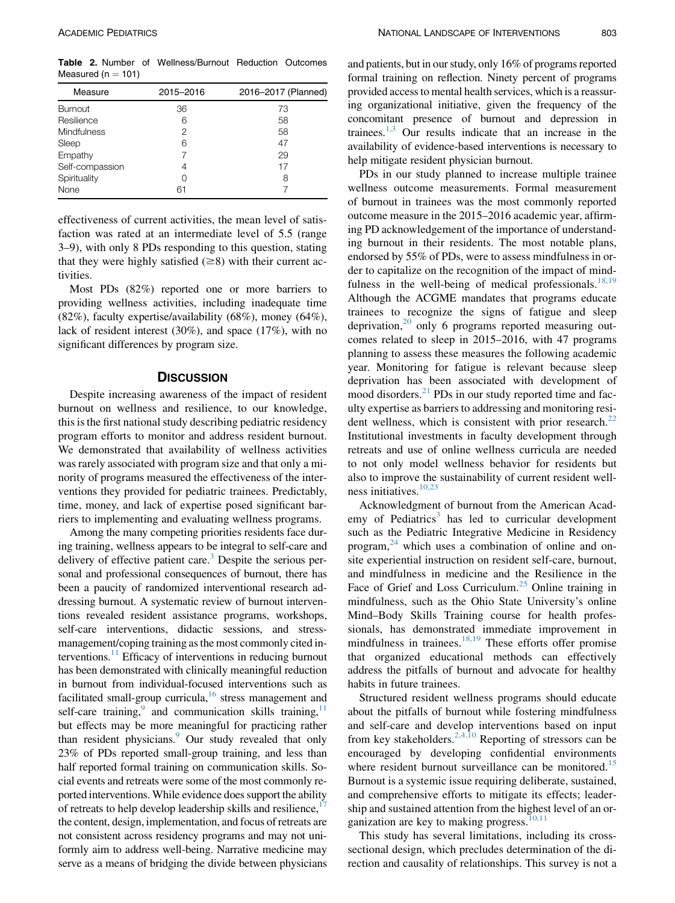**Table 2.** Number of Wellness/Burnout Reduction Outcomes Measured (n = 101)

| Measure | 2015–2016 | 2016–2017 (Planned) |
|---|---|---|
| Burnout | 36 | 73 |
| Resilience | 6 | 58 |
| Mindfulness | 2 | 58 |
| Sleep | 6 | 47 |
| Empathy | 7 | 29 |
| Self-compassion | 4 | 17 |
| Spirituality | 0 | 8 |
| None | 61 | 7 |

effectiveness of current activities, the mean level of satisfaction was rated at an intermediate level of 5.5 (range 3–9), with only 8 PDs responding to this question, stating that they were highly satisfied (≥8) with their current activities.

Most PDs (82%) reported one or more barriers to providing wellness activities, including inadequate time (82%), faculty expertise/availability (68%), money (64%), lack of resident interest (30%), and space (17%), with no significant differences by program size.

## Discussion

Despite increasing awareness of the impact of resident burnout on wellness and resilience, to our knowledge, this is the first national study describing pediatric residency program efforts to monitor and address resident burnout. We demonstrated that availability of wellness activities was rarely associated with program size and that only a minority of programs measured the effectiveness of the interventions they provided for pediatric trainees. Predictably, time, money, and lack of expertise posed significant barriers to implementing and evaluating wellness programs.

Among the many competing priorities residents face during training, wellness appears to be integral to self-care and delivery of effective patient care.[3] Despite the serious personal and professional consequences of burnout, there has been a paucity of randomized interventional research addressing burnout. A systematic review of burnout interventions revealed resident assistance programs, workshops, self-care interventions, didactic sessions, and stress-management/coping training as the most commonly cited interventions.[11] Efficacy of interventions in reducing burnout has been demonstrated with clinically meaningful reduction in burnout from individual-focused interventions such as facilitated small-group curricula,[16] stress management and self-care training,[9] and communication skills training,[11] but effects may be more meaningful for practicing rather than resident physicians.[9] Our study revealed that only 23% of PDs reported small-group training, and less than half reported formal training on communication skills. Social events and retreats were some of the most commonly reported interventions. While evidence does support the ability of retreats to help develop leadership skills and resilience,[17] the content, design, implementation, and focus of retreats are not consistent across residency programs and may not uniformly aim to address well-being. Narrative medicine may serve as a means of bridging the divide between physicians and patients, but in our study, only 16% of programs reported formal training on reflection. Ninety percent of programs provided access to mental health services, which is a reassuring organizational initiative, given the frequency of the concomitant presence of burnout and depression in trainees.[1,3] Our results indicate that an increase in the availability of evidence-based interventions is necessary to help mitigate resident physician burnout.

PDs in our study planned to increase multiple trainee wellness outcome measurements. Formal measurement of burnout in trainees was the most commonly reported outcome measure in the 2015–2016 academic year, affirming PD acknowledgement of the importance of understanding burnout in their residents. The most notable plans, endorsed by 55% of PDs, were to assess mindfulness in order to capitalize on the recognition of the impact of mindfulness in the well-being of medical professionals.[18,19] Although the ACGME mandates that programs educate trainees to recognize the signs of fatigue and sleep deprivation,[20] only 6 programs reported measuring outcomes related to sleep in 2015–2016, with 47 programs planning to assess these measures the following academic year. Monitoring for fatigue is relevant because sleep deprivation has been associated with development of mood disorders.[21] PDs in our study reported time and faculty expertise as barriers to addressing and monitoring resident wellness, which is consistent with prior research.[22] Institutional investments in faculty development through retreats and use of online wellness curricula are needed to not only model wellness behavior for residents but also to improve the sustainability of current resident wellness initiatives.[10,23]

Acknowledgment of burnout from the American Academy of Pediatrics[3] has led to curricular development such as the Pediatric Integrative Medicine in Residency program,[24] which uses a combination of online and onsite experiential instruction on resident self-care, burnout, and mindfulness in medicine and the Resilience in the Face of Grief and Loss Curriculum.[25] Online training in mindfulness, such as the Ohio State University's online Mind–Body Skills Training course for health professionals, has demonstrated immediate improvement in mindfulness in trainees.[18,19] These efforts offer promise that organized educational methods can effectively address the pitfalls of burnout and advocate for healthy habits in future trainees.

Structured resident wellness programs should educate about the pitfalls of burnout while fostering mindfulness and self-care and develop interventions based on input from key stakeholders.[2,4,10] Reporting of stressors can be encouraged by developing confidential environments where resident burnout surveillance can be monitored.[15] Burnout is a systemic issue requiring deliberate, sustained, and comprehensive efforts to mitigate its effects; leadership and sustained attention from the highest level of an organization are key to making progress.[10,11]

This study has several limitations, including its cross-sectional design, which precludes determination of the direction and causality of relationships. This survey is not a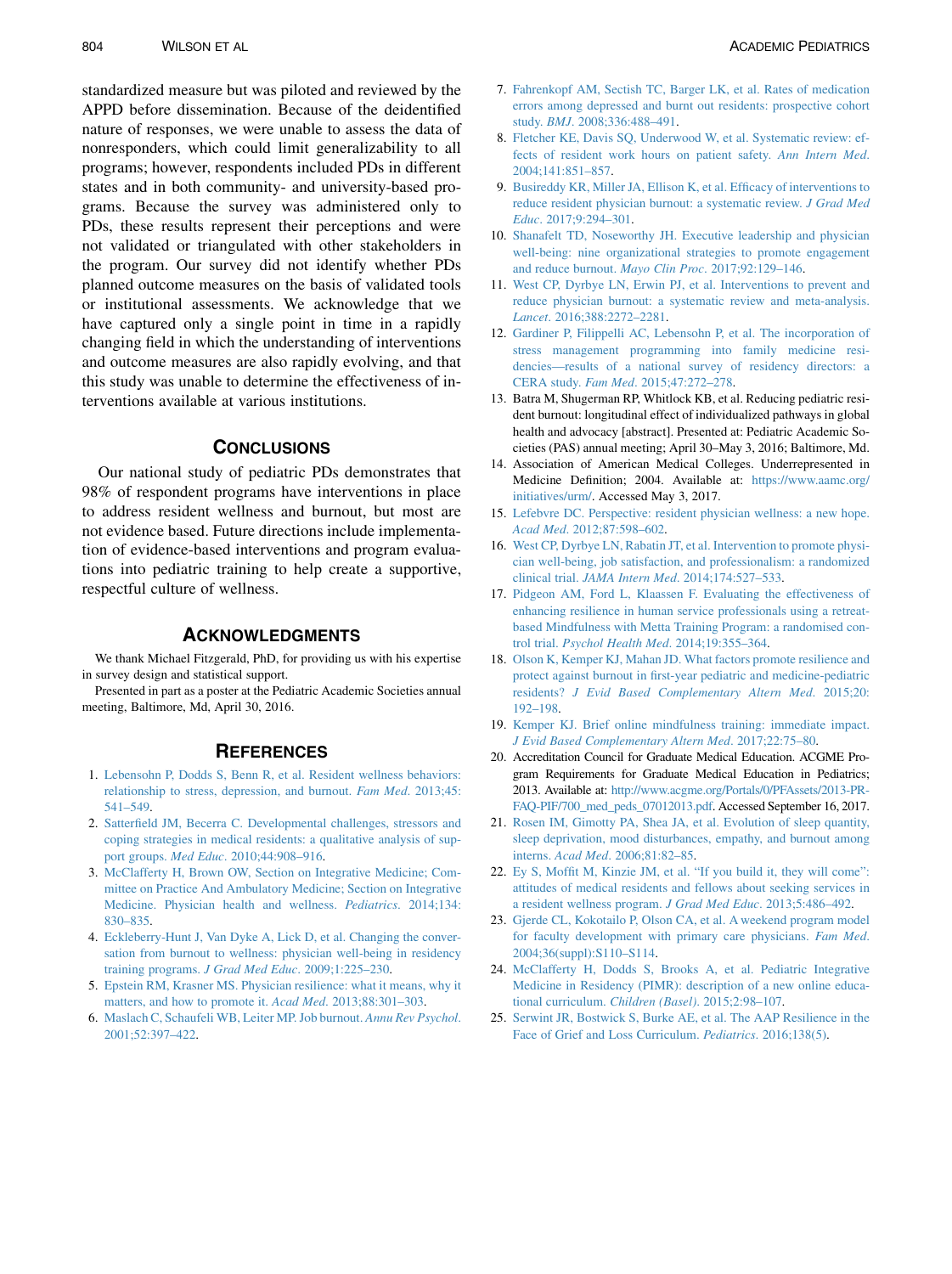standardized measure but was piloted and reviewed by the APPD before dissemination. Because of the deidentified nature of responses, we were unable to assess the data of nonresponders, which could limit generalizability to all programs; however, respondents included PDs in different states and in both community- and university-based programs. Because the survey was administered only to PDs, these results represent their perceptions and were not validated or triangulated with other stakeholders in the program. Our survey did not identify whether PDs planned outcome measures on the basis of validated tools or institutional assessments. We acknowledge that we have captured only a single point in time in a rapidly changing field in which the understanding of interventions and outcome measures are also rapidly evolving, and that this study was unable to determine the effectiveness of interventions available at various institutions.

## Conclusions

Our national study of pediatric PDs demonstrates that 98% of respondent programs have interventions in place to address resident wellness and burnout, but most are not evidence based. Future directions include implementation of evidence-based interventions and program evaluations into pediatric training to help create a supportive, respectful culture of wellness.

## Acknowledgments

We thank Michael Fitzgerald, PhD, for providing us with his expertise in survey design and statistical support.

Presented in part as a poster at the Pediatric Academic Societies annual meeting, Baltimore, Md, April 30, 2016.

## References

1. Lebensohn P, Dodds S, Benn R, et al. Resident wellness behaviors: relationship to stress, depression, and burnout. *Fam Med*. 2013;45:541–549.
2. Satterfield JM, Becerra C. Developmental challenges, stressors and coping strategies in medical residents: a qualitative analysis of support groups. *Med Educ*. 2010;44:908–916.
3. McClafferty H, Brown OW, Section on Integrative Medicine; Committee on Practice And Ambulatory Medicine; Section on Integrative Medicine. Physician health and wellness. *Pediatrics*. 2014;134:830–835.
4. Eckleberry-Hunt J, Van Dyke A, Lick D, et al. Changing the conversation from burnout to wellness: physician well-being in residency training programs. *J Grad Med Educ*. 2009;1:225–230.
5. Epstein RM, Krasner MS. Physician resilience: what it means, why it matters, and how to promote it. *Acad Med*. 2013;88:301–303.
6. Maslach C, Schaufeli WB, Leiter MP. Job burnout. *Annu Rev Psychol*. 2001;52:397–422.
7. Fahrenkopf AM, Sectish TC, Barger LK, et al. Rates of medication errors among depressed and burnt out residents: prospective cohort study. *BMJ*. 2008;336:488–491.
8. Fletcher KE, Davis SQ, Underwood W, et al. Systematic review: effects of resident work hours on patient safety. *Ann Intern Med*. 2004;141:851–857.
9. Busireddy KR, Miller JA, Ellison K, et al. Efficacy of interventions to reduce resident physician burnout: a systematic review. *J Grad Med Educ*. 2017;9:294–301.
10. Shanafelt TD, Noseworthy JH. Executive leadership and physician well-being: nine organizational strategies to promote engagement and reduce burnout. *Mayo Clin Proc*. 2017;92:129–146.
11. West CP, Dyrbye LN, Erwin PJ, et al. Interventions to prevent and reduce physician burnout: a systematic review and meta-analysis. *Lancet*. 2016;388:2272–2281.
12. Gardiner P, Filippelli AC, Lebensohn P, et al. The incorporation of stress management programming into family medicine residencies—results of a national survey of residency directors: a CERA study. *Fam Med*. 2015;47:272–278.
13. Batra M, Shugerman RP, Whitlock KB, et al. Reducing pediatric resident burnout: longitudinal effect of individualized pathways in global health and advocacy [abstract]. Presented at: Pediatric Academic Societies (PAS) annual meeting; April 30–May 3, 2016; Baltimore, Md.
14. Association of American Medical Colleges. Underrepresented in Medicine Definition; 2004. Available at: https://www.aamc.org/initiatives/urm/. Accessed May 3, 2017.
15. Lefebvre DC. Perspective: resident physician wellness: a new hope. *Acad Med*. 2012;87:598–602.
16. West CP, Dyrbye LN, Rabatin JT, et al. Intervention to promote physician well-being, job satisfaction, and professionalism: a randomized clinical trial. *JAMA Intern Med*. 2014;174:527–533.
17. Pidgeon AM, Ford L, Klaassen F. Evaluating the effectiveness of enhancing resilience in human service professionals using a retreat-based Mindfulness with Metta Training Program: a randomised control trial. *Psychol Health Med*. 2014;19:355–364.
18. Olson K, Kemper KJ, Mahan JD. What factors promote resilience and protect against burnout in first-year pediatric and medicine-pediatric residents? *J Evid Based Complementary Altern Med*. 2015;20:192–198.
19. Kemper KJ. Brief online mindfulness training: immediate impact. *J Evid Based Complementary Altern Med*. 2017;22:75–80.
20. Accreditation Council for Graduate Medical Education. ACGME Program Requirements for Graduate Medical Education in Pediatrics; 2013. Available at: http://www.acgme.org/Portals/0/PFAssets/2013-PR-FAQ-PIF/700_med_peds_07012013.pdf. Accessed September 16, 2017.
21. Rosen IM, Gimotty PA, Shea JA, et al. Evolution of sleep quantity, sleep deprivation, mood disturbances, empathy, and burnout among interns. *Acad Med*. 2006;81:82–85.
22. Ey S, Moffit M, Kinzie JM, et al. "If you build it, they will come": attitudes of medical residents and fellows about seeking services in a resident wellness program. *J Grad Med Educ*. 2013;5:486–492.
23. Gjerde CL, Kokotailo P, Olson CA, et al. A weekend program model for faculty development with primary care physicians. *Fam Med*. 2004;36(suppl):S110–S114.
24. McClafferty H, Dodds S, Brooks A, et al. Pediatric Integrative Medicine in Residency (PIMR): description of a new online educational curriculum. *Children (Basel)*. 2015;2:98–107.
25. Serwint JR, Bostwick S, Burke AE, et al. The AAP Resilience in the Face of Grief and Loss Curriculum. *Pediatrics*. 2016;138(5).